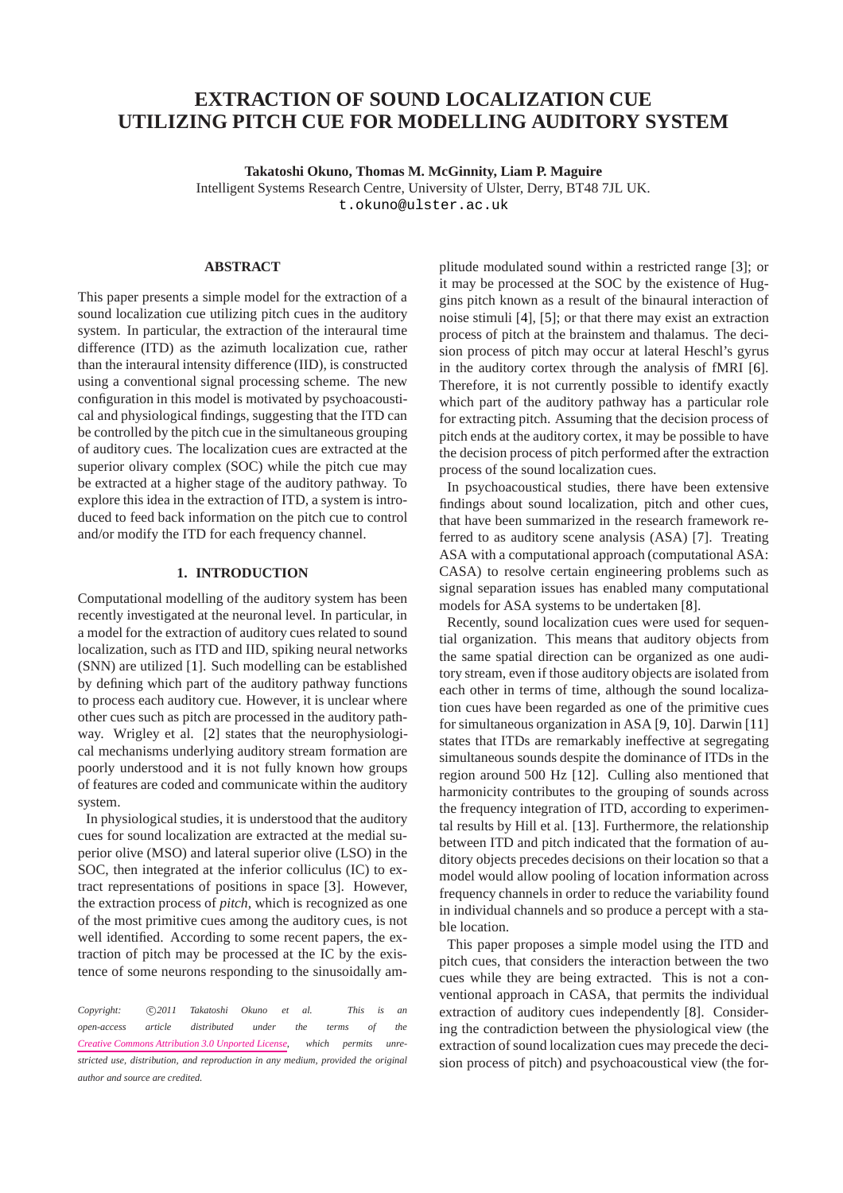# EXTRACTION OF SOUND LOCALIZATION CUE UTILIZING PITCH CUE FOR MODELLING AUDITORY SYSTEM

**Takatoshi Okuno, Thomas M. McGinnity, Liam P. Maguire**
Intelligent Systems Research Centre, University of Ulster, Derry, BT48 7JL UK.
t.okuno@ulster.ac.uk

## ABSTRACT

This paper presents a simple model for the extraction of a sound localization cue utilizing pitch cues in the auditory system. In particular, the extraction of the interaural time difference (ITD) as the azimuth localization cue, rather than the interaural intensity difference (IID), is constructed using a conventional signal processing scheme. The new configuration in this model is motivated by psychoacoustical and physiological findings, suggesting that the ITD can be controlled by the pitch cue in the simultaneous grouping of auditory cues. The localization cues are extracted at the superior olivary complex (SOC) while the pitch cue may be extracted at a higher stage of the auditory pathway. To explore this idea in the extraction of ITD, a system is introduced to feed back information on the pitch cue to control and/or modify the ITD for each frequency channel.

## 1. INTRODUCTION

Computational modelling of the auditory system has been recently investigated at the neuronal level. In particular, in a model for the extraction of auditory cues related to sound localization, such as ITD and IID, spiking neural networks (SNN) are utilized [1]. Such modelling can be established by defining which part of the auditory pathway functions to process each auditory cue. However, it is unclear where other cues such as pitch are processed in the auditory pathway. Wrigley et al. [2] states that the neurophysiological mechanisms underlying auditory stream formation are poorly understood and it is not fully known how groups of features are coded and communicate within the auditory system.

In physiological studies, it is understood that the auditory cues for sound localization are extracted at the medial superior olive (MSO) and lateral superior olive (LSO) in the SOC, then integrated at the inferior colliculus (IC) to extract representations of positions in space [3]. However, the extraction process of *pitch*, which is recognized as one of the most primitive cues among the auditory cues, is not well identified. According to some recent papers, the extraction of pitch may be processed at the IC by the existence of some neurons responding to the sinusoidally amplitude modulated sound within a restricted range [3]; or it may be processed at the SOC by the existence of Huggins pitch known as a result of the binaural interaction of noise stimuli [4], [5]; or that there may exist an extraction process of pitch at the brainstem and thalamus. The decision process of pitch may occur at lateral Heschl's gyrus in the auditory cortex through the analysis of fMRI [6]. Therefore, it is not currently possible to identify exactly which part of the auditory pathway has a particular role for extracting pitch. Assuming that the decision process of pitch ends at the auditory cortex, it may be possible to have the decision process of pitch performed after the extraction process of the sound localization cues.

In psychoacoustical studies, there have been extensive findings about sound localization, pitch and other cues, that have been summarized in the research framework referred to as auditory scene analysis (ASA) [7]. Treating ASA with a computational approach (computational ASA: CASA) to resolve certain engineering problems such as signal separation issues has enabled many computational models for ASA systems to be undertaken [8].

Recently, sound localization cues were used for sequential organization. This means that auditory objects from the same spatial direction can be organized as one auditory stream, even if those auditory objects are isolated from each other in terms of time, although the sound localization cues have been regarded as one of the primitive cues for simultaneous organization in ASA [9, 10]. Darwin [11] states that ITDs are remarkably ineffective at segregating simultaneous sounds despite the dominance of ITDs in the region around 500 Hz [12]. Culling also mentioned that harmonicity contributes to the grouping of sounds across the frequency integration of ITD, according to experimental results by Hill et al. [13]. Furthermore, the relationship between ITD and pitch indicated that the formation of auditory objects precedes decisions on their location so that a model would allow pooling of location information across frequency channels in order to reduce the variability found in individual channels and so produce a percept with a stable location.

This paper proposes a simple model using the ITD and pitch cues, that considers the interaction between the two cues while they are being extracted. This is not a conventional approach in CASA, that permits the individual extraction of auditory cues independently [8]. Considering the contradiction between the physiological view (the extraction of sound localization cues may precede the decision process of pitch) and psychoacoustical view (the for-

*Copyright: ©2011 Takatoshi Okuno et al. This is an open-access article distributed under the terms of the Creative Commons Attribution 3.0 Unported License, which permits unrestricted use, distribution, and reproduction in any medium, provided the original author and source are credited.*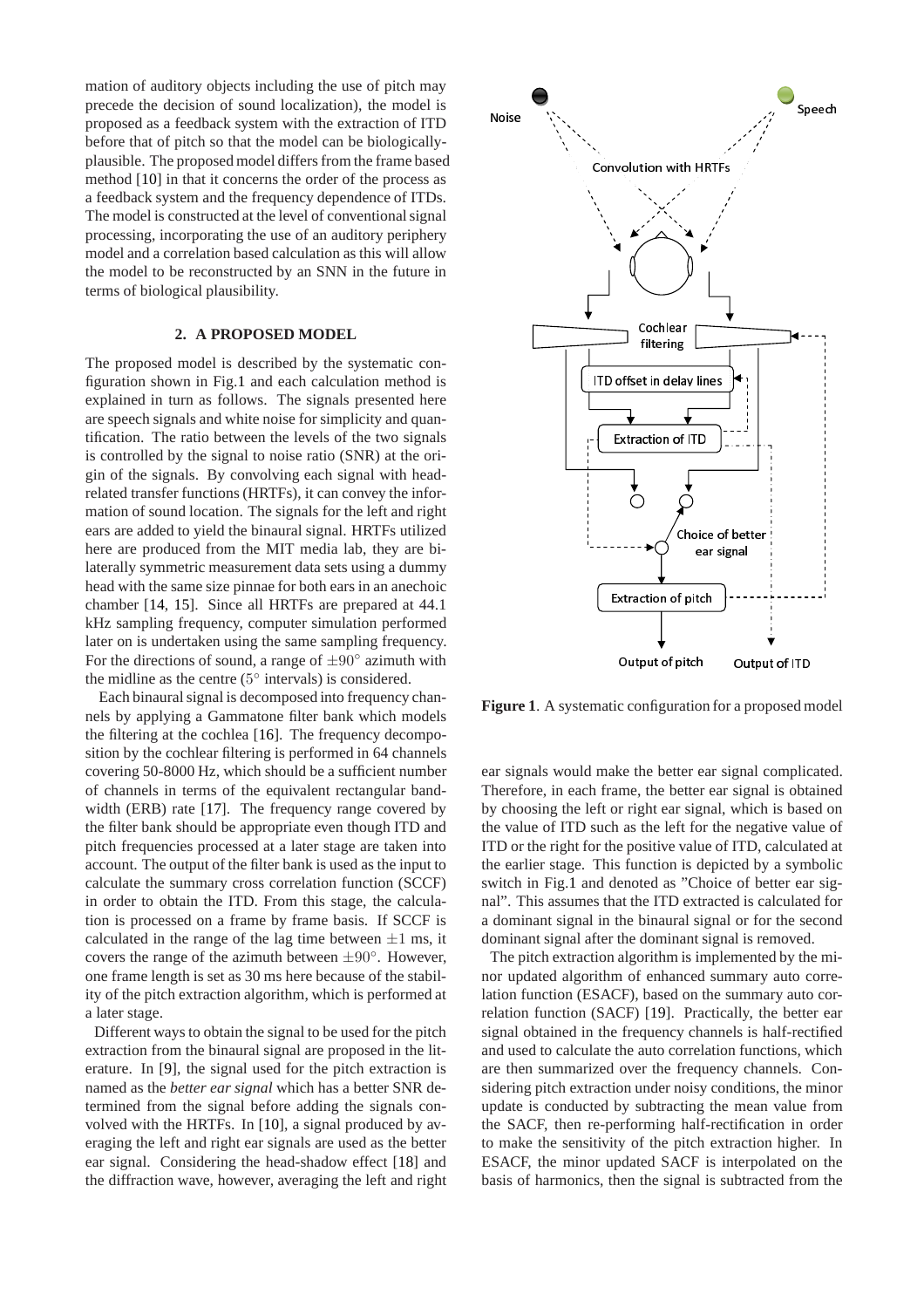mation of auditory objects including the use of pitch may precede the decision of sound localization), the model is proposed as a feedback system with the extraction of ITD before that of pitch so that the model can be biologically-plausible. The proposed model differs from the frame based method [10] in that it concerns the order of the process as a feedback system and the frequency dependence of ITDs. The model is constructed at the level of conventional signal processing, incorporating the use of an auditory periphery model and a correlation based calculation as this will allow the model to be reconstructed by an SNN in the future in terms of biological plausibility.

## 2. A PROPOSED MODEL

The proposed model is described by the systematic configuration shown in Fig.1 and each calculation method is explained in turn as follows. The signals presented here are speech signals and white noise for simplicity and quantification. The ratio between the levels of the two signals is controlled by the signal to noise ratio (SNR) at the origin of the signals. By convolving each signal with head-related transfer functions (HRTFs), it can convey the information of sound location. The signals for the left and right ears are added to yield the binaural signal. HRTFs utilized here are produced from the MIT media lab, they are bilaterally symmetric measurement data sets using a dummy head with the same size pinnae for both ears in an anechoic chamber [14, 15]. Since all HRTFs are prepared at 44.1 kHz sampling frequency, computer simulation performed later on is undertaken using the same sampling frequency. For the directions of sound, a range of $\pm 90^\circ$ azimuth with the midline as the centre ($5^\circ$ intervals) is considered.

Each binaural signal is decomposed into frequency channels by applying a Gammatone filter bank which models the filtering at the cochlea [16]. The frequency decomposition by the cochlear filtering is performed in 64 channels covering 50-8000 Hz, which should be a sufficient number of channels in terms of the equivalent rectangular bandwidth (ERB) rate [17]. The frequency range covered by the filter bank should be appropriate even though ITD and pitch frequencies processed at a later stage are taken into account. The output of the filter bank is used as the input to calculate the summary cross correlation function (SCCF) in order to obtain the ITD. From this stage, the calculation is processed on a frame by frame basis. If SCCF is calculated in the range of the lag time between $\pm 1$ ms, it covers the range of the azimuth between $\pm 90^\circ$. However, one frame length is set as 30 ms here because of the stability of the pitch extraction algorithm, which is performed at a later stage.

Different ways to obtain the signal to be used for the pitch extraction from the binaural signal are proposed in the literature. In [9], the signal used for the pitch extraction is named as the *better ear signal* which has a better SNR determined from the signal before adding the signals convolved with the HRTFs. In [10], a signal produced by averaging the left and right ear signals are used as the better ear signal. Considering the head-shadow effect [18] and the diffraction wave, however, averaging the left and right ear signals would make the better ear signal complicated. Therefore, in each frame, the better ear signal is obtained by choosing the left or right ear signal, which is based on the value of ITD such as the left for the negative value of ITD or the right for the positive value of ITD, calculated at the earlier stage. This function is depicted by a symbolic switch in Fig.1 and denoted as "Choice of better ear signal". This assumes that the ITD extracted is calculated for a dominant signal in the binaural signal or for the second dominant signal after the dominant signal is removed.

**Figure 1**. A systematic configuration for a proposed model

The pitch extraction algorithm is implemented by the minor updated algorithm of enhanced summary auto correlation function (ESACF), based on the summary auto correlation function (SACF) [19]. Practically, the better ear signal obtained in the frequency channels is half-rectified and used to calculate the auto correlation functions, which are then summarized over the frequency channels. Considering pitch extraction under noisy conditions, the minor update is conducted by subtracting the mean value from the SACF, then re-performing half-rectification in order to make the sensitivity of the pitch extraction higher. In ESACF, the minor updated SACF is interpolated on the basis of harmonics, then the signal is subtracted from the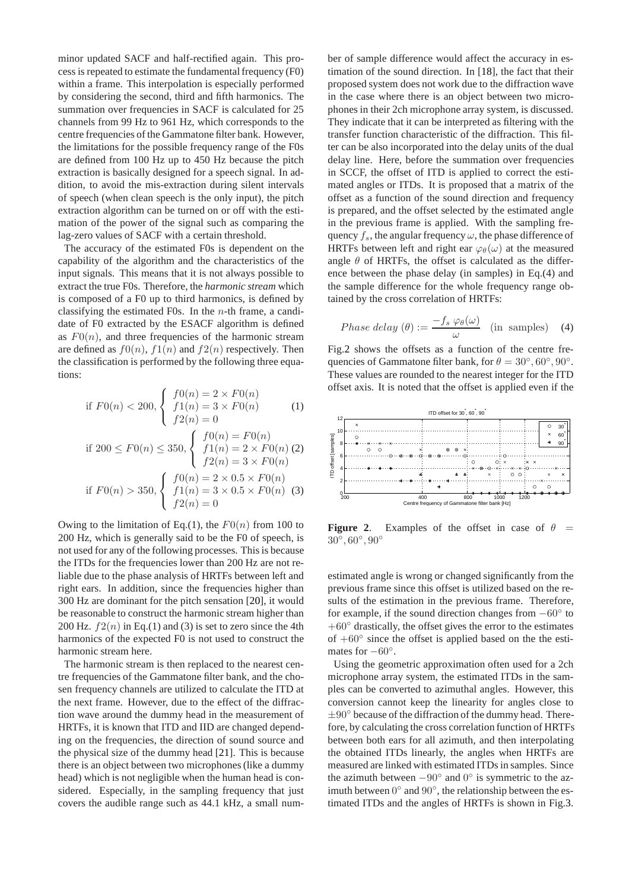minor updated SACF and half-rectified again. This process is repeated to estimate the fundamental frequency (F0) within a frame. This interpolation is especially performed by considering the second, third and fifth harmonics. The summation over frequencies in SACF is calculated for 25 channels from 99 Hz to 961 Hz, which corresponds to the centre frequencies of the Gammatone filter bank. However, the limitations for the possible frequency range of the F0s are defined from 100 Hz up to 450 Hz because the pitch extraction is basically designed for a speech signal. In addition, to avoid the mis-extraction during silent intervals of speech (when clean speech is the only input), the pitch extraction algorithm can be turned on or off with the estimation of the power of the signal such as comparing the lag-zero values of SACF with a certain threshold.

The accuracy of the estimated F0s is dependent on the capability of the algorithm and the characteristics of the input signals. This means that it is not always possible to extract the true F0s. Therefore, the *harmonic stream* which is composed of a F0 up to third harmonics, is defined by classifying the estimated F0s. In the $n$-th frame, a candidate of F0 extracted by the ESACF algorithm is defined as $F0(n)$, and three frequencies of the harmonic stream are defined as $f0(n)$, $f1(n)$ and $f2(n)$ respectively. Then the classification is performed by the following three equations:

$$\text{if } F0(n) < 200, \begin{cases} f0(n) = 2 \times F0(n) \\ f1(n) = 3 \times F0(n) \\ f2(n) = 0 \end{cases} \quad (1)$$

$$\text{if } 200 \leq F0(n) \leq 350, \begin{cases} f0(n) = F0(n) \\ f1(n) = 2 \times F0(n) \\ f2(n) = 3 \times F0(n) \end{cases} \quad (2)$$

$$\text{if } F0(n) > 350, \begin{cases} f0(n) = 2 \times 0.5 \times F0(n) \\ f1(n) = 3 \times 0.5 \times F0(n) \\ f2(n) = 0 \end{cases} \quad (3)$$

Owing to the limitation of Eq.(1), the $F0(n)$ from 100 to 200 Hz, which is generally said to be the F0 of speech, is not used for any of the following processes. This is because the ITDs for the frequencies lower than 200 Hz are not reliable due to the phase analysis of HRTFs between left and right ears. In addition, since the frequencies higher than 300 Hz are dominant for the pitch sensation [20], it would be reasonable to construct the harmonic stream higher than 200 Hz. $f2(n)$ in Eq.(1) and (3) is set to zero since the 4th harmonics of the expected F0 is not used to construct the harmonic stream here.

The harmonic stream is then replaced to the nearest centre frequencies of the Gammatone filter bank, and the chosen frequency channels are utilized to calculate the ITD at the next frame. However, due to the effect of the diffraction wave around the dummy head in the measurement of HRTFs, it is known that ITD and IID are changed depending on the frequencies, the direction of sound source and the physical size of the dummy head [21]. This is because there is an object between two microphones (like a dummy head) which is not negligible when the human head is considered. Especially, in the sampling frequency that just covers the audible range such as 44.1 kHz, a small number of sample difference would affect the accuracy in estimation of the sound direction. In [18], the fact that their proposed system does not work due to the diffraction wave in the case where there is an object between two microphones in their 2ch microphone array system, is discussed. They indicate that it can be interpreted as filtering with the transfer function characteristic of the diffraction. This filter can be also incorporated into the delay units of the dual delay line. Here, before the summation over frequencies in SCCF, the offset of ITD is applied to correct the estimated angles or ITDs. It is proposed that a matrix of the offset as a function of the sound direction and frequency is prepared, and the offset selected by the estimated angle in the previous frame is applied. With the sampling frequency $f_s$, the angular frequency $\omega$, the phase difference of HRTFs between left and right ear $\varphi_\theta(\omega)$ at the measured angle $\theta$ of HRTFs, the offset is calculated as the difference between the phase delay (in samples) in Eq.(4) and the sample difference for the whole frequency range obtained by the cross correlation of HRTFs:

$$Phase\ delay\ (\theta) := \frac{-f_s\ \varphi_\theta(\omega)}{\omega} \quad \text{(in samples)} \quad (4)$$

Fig.2 shows the offsets as a function of the centre frequencies of Gammatone filter bank, for $\theta = 30^\circ, 60^\circ, 90^\circ$. These values are rounded to the nearest integer for the ITD offset axis. It is noted that the offset is applied even if the estimated angle is wrong or changed significantly from the previous frame since this offset is utilized based on the results of the estimation in the previous frame. Therefore, for example, if the sound direction changes from $-60^\circ$ to $+60^\circ$ drastically, the offset gives the error to the estimates of $+60^\circ$ since the offset is applied based on the the estimates for $-60^\circ$.

**Figure 2**. Examples of the offset in case of $\theta = 30^\circ, 60^\circ, 90^\circ$

Using the geometric approximation often used for a 2ch microphone array system, the estimated ITDs in the samples can be converted to azimuthal angles. However, this conversion cannot keep the linearity for angles close to $\pm 90^\circ$ because of the diffraction of the dummy head. Therefore, by calculating the cross correlation function of HRTFs between both ears for all azimuth, and then interpolating the obtained ITDs linearly, the angles when HRTFs are measured are linked with estimated ITDs in samples. Since the azimuth between $-90^\circ$ and $0^\circ$ is symmetric to the azimuth between $0^\circ$ and $90^\circ$, the relationship between the estimated ITDs and the angles of HRTFs is shown in Fig.3.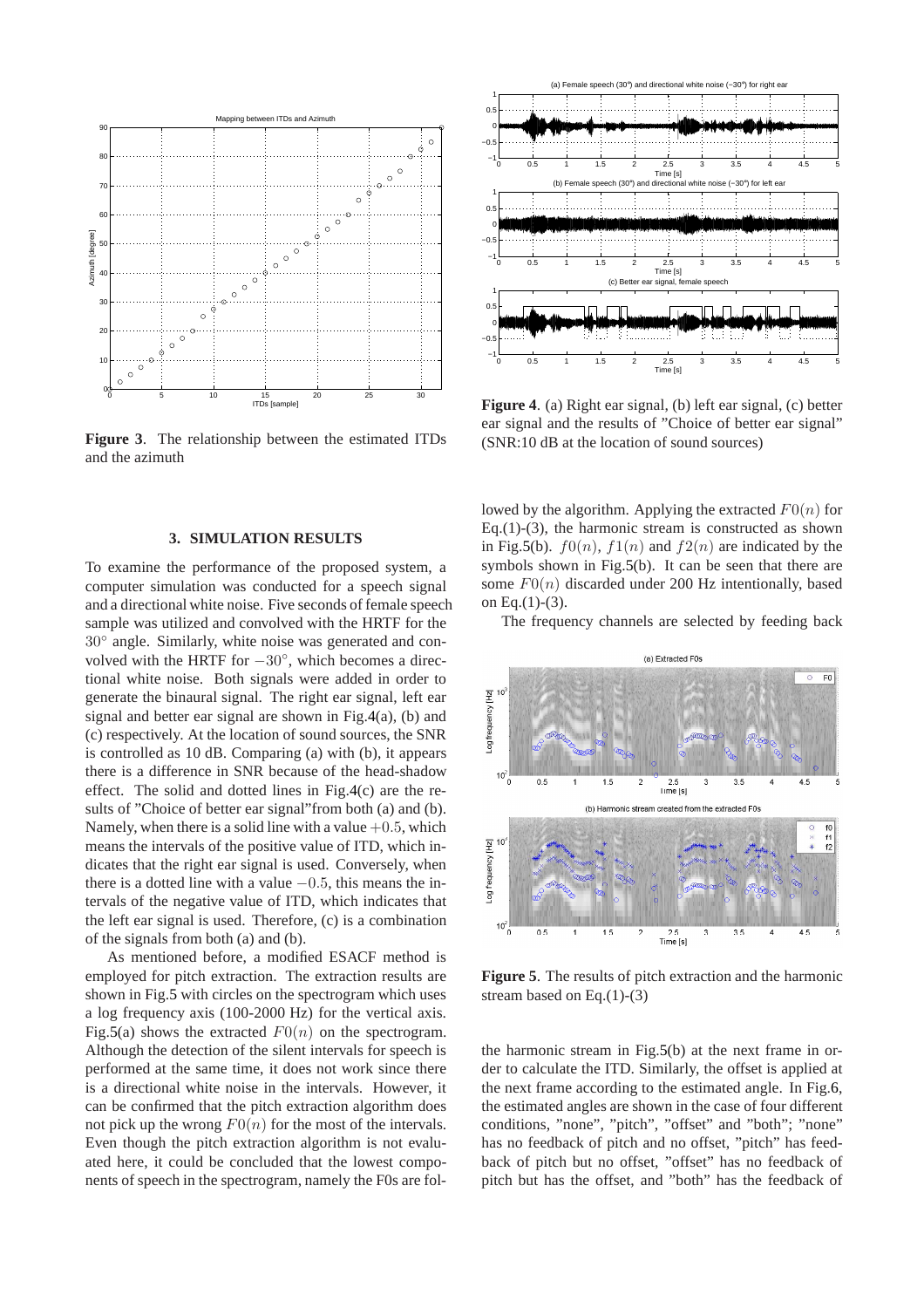**Figure 3**. The relationship between the estimated ITDs and the azimuth

**Figure 4**. (a) Right ear signal, (b) left ear signal, (c) better ear signal and the results of "Choice of better ear signal" (SNR:10 dB at the location of sound sources)

### 3. SIMULATION RESULTS

To examine the performance of the proposed system, a computer simulation was conducted for a speech signal and a directional white noise. Five seconds of female speech sample was utilized and convolved with the HRTF for the $30^\circ$ angle. Similarly, white noise was generated and convolved with the HRTF for $-30^\circ$, which becomes a directional white noise. Both signals were added in order to generate the binaural signal. The right ear signal, left ear signal and better ear signal are shown in Fig.4(a), (b) and (c) respectively. At the location of sound sources, the SNR is controlled as 10 dB. Comparing (a) with (b), it appears there is a difference in SNR because of the head-shadow effect. The solid and dotted lines in Fig.4(c) are the results of "Choice of better ear signal"from both (a) and (b). Namely, when there is a solid line with a value $+0.5$, which means the intervals of the positive value of ITD, which indicates that the right ear signal is used. Conversely, when there is a dotted line with a value $-0.5$, this means the intervals of the negative value of ITD, which indicates that the left ear signal is used. Therefore, (c) is a combination of the signals from both (a) and (b).

As mentioned before, a modified ESACF method is employed for pitch extraction. The extraction results are shown in Fig.5 with circles on the spectrogram which uses a log frequency axis (100-2000 Hz) for the vertical axis. Fig.5(a) shows the extracted $F0(n)$ on the spectrogram. Although the detection of the silent intervals for speech is performed at the same time, it does not work since there is a directional white noise in the intervals. However, it can be confirmed that the pitch extraction algorithm does not pick up the wrong $F0(n)$ for the most of the intervals. Even though the pitch extraction algorithm is not evaluated here, it could be concluded that the lowest components of speech in the spectrogram, namely the F0s are followed by the algorithm. Applying the extracted $F0(n)$ for Eq.(1)-(3), the harmonic stream is constructed as shown in Fig.5(b). $f0(n)$, $f1(n)$ and $f2(n)$ are indicated by the symbols shown in Fig.5(b). It can be seen that there are some $F0(n)$ discarded under 200 Hz intentionally, based on Eq.(1)-(3).

The frequency channels are selected by feeding back the harmonic stream in Fig.5(b) at the next frame in order to calculate the ITD. Similarly, the offset is applied at the next frame according to the estimated angle. In Fig.6, the estimated angles are shown in the case of four different conditions, "none", "pitch", "offset" and "both"; "none" has no feedback of pitch and no offset, "pitch" has feedback of pitch but no offset, "offset" has no feedback of pitch but has the offset, and "both" has the feedback of

**Figure 5**. The results of pitch extraction and the harmonic stream based on Eq.(1)-(3)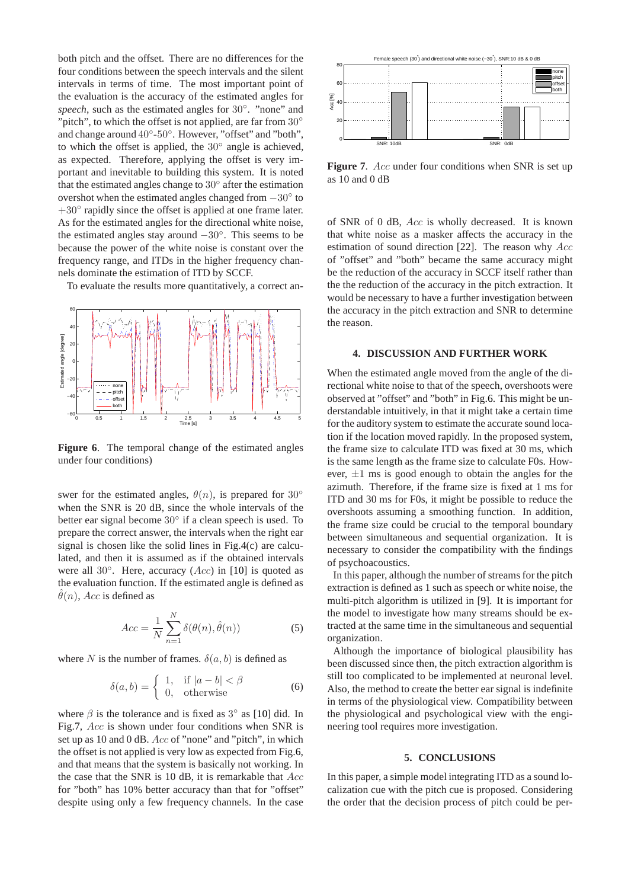both pitch and the offset. There are no differences for the four conditions between the speech intervals and the silent intervals in terms of time. The most important point of the evaluation is the accuracy of the estimated angles for *speech*, such as the estimated angles for $30°$. "none" and "pitch", to which the offset is not applied, are far from $30°$ and change around $40°$-$50°$. However, "offset" and "both", to which the offset is applied, the $30°$ angle is achieved, as expected. Therefore, applying the offset is very important and inevitable to building this system. It is noted that the estimated angles change to $30°$ after the estimation overshot when the estimated angles changed from $-30°$ to $+30°$ rapidly since the offset is applied at one frame later. As for the estimated angles for the directional white noise, the estimated angles stay around $-30°$. This seems to be because the power of the white noise is constant over the frequency range, and ITDs in the higher frequency channels dominate the estimation of ITD by SCCF.

To evaluate the results more quantitatively, a correct answer for the estimated angles, $\theta(n)$, is prepared for $30°$ when the SNR is 20 dB, since the whole intervals of the better ear signal become $30°$ if a clean speech is used. To prepare the correct answer, the intervals when the right ear signal is chosen like the solid lines in Fig.4(c) are calculated, and then it is assumed as if the obtained intervals were all $30°$. Here, accuracy ($Acc$) in [10] is quoted as the evaluation function. If the estimated angle is defined as $\hat{\theta}(n)$, $Acc$ is defined as

**Figure 6**. The temporal change of the estimated angles under four conditions)

$$Acc = \frac{1}{N}\sum_{n=1}^{N}\delta(\theta(n), \hat{\theta}(n)) \quad (5)$$

where $N$ is the number of frames. $\delta(a, b)$ is defined as

$$\delta(a, b) = \begin{cases} 1, & \text{if } |a - b| < \beta \\ 0, & \text{otherwise} \end{cases} \quad (6)$$

where $\beta$ is the tolerance and is fixed as $3°$ as [10] did. In Fig.7, $Acc$ is shown under four conditions when SNR is set up as 10 and 0 dB. $Acc$ of "none" and "pitch", in which the offset is not applied is very low as expected from Fig.6, and that means that the system is basically not working. In the case that the SNR is 10 dB, it is remarkable that $Acc$ for "both" has 10% better accuracy than that for "offset" despite using only a few frequency channels. In the case of SNR of 0 dB, $Acc$ is wholly decreased. It is known that white noise as a masker affects the accuracy in the estimation of sound direction [22]. The reason why $Acc$ of "offset" and "both" became the same accuracy might be the reduction of the accuracy in SCCF itself rather than the the reduction of the accuracy in the pitch extraction. It would be necessary to have a further investigation between the accuracy in the pitch extraction and SNR to determine the reason.

**Figure 7**. $Acc$ under four conditions when SNR is set up as 10 and 0 dB

## 4. DISCUSSION AND FURTHER WORK

When the estimated angle moved from the angle of the directional white noise to that of the speech, overshoots were observed at "offset" and "both" in Fig.6. This might be understandable intuitively, in that it might take a certain time for the auditory system to estimate the accurate sound location if the location moved rapidly. In the proposed system, the frame size to calculate ITD was fixed at 30 ms, which is the same length as the frame size to calculate F0s. However, $\pm 1$ ms is good enough to obtain the angles for the azimuth. Therefore, if the frame size is fixed at 1 ms for ITD and 30 ms for F0s, it might be possible to reduce the overshoots assuming a smoothing function. In addition, the frame size could be crucial to the temporal boundary between simultaneous and sequential organization. It is necessary to consider the compatibility with the findings of psychoacoustics.

In this paper, although the number of streams for the pitch extraction is defined as 1 such as speech or white noise, the multi-pitch algorithm is utilized in [9]. It is important for the model to investigate how many streams should be extracted at the same time in the simultaneous and sequential organization.

Although the importance of biological plausibility has been discussed since then, the pitch extraction algorithm is still too complicated to be implemented at neuronal level. Also, the method to create the better ear signal is indefinite in terms of the physiological view. Compatibility between the physiological and psychological view with the engineering tool requires more investigation.

## 5. CONCLUSIONS

In this paper, a simple model integrating ITD as a sound localization cue with the pitch cue is proposed. Considering the order that the decision process of pitch could be per-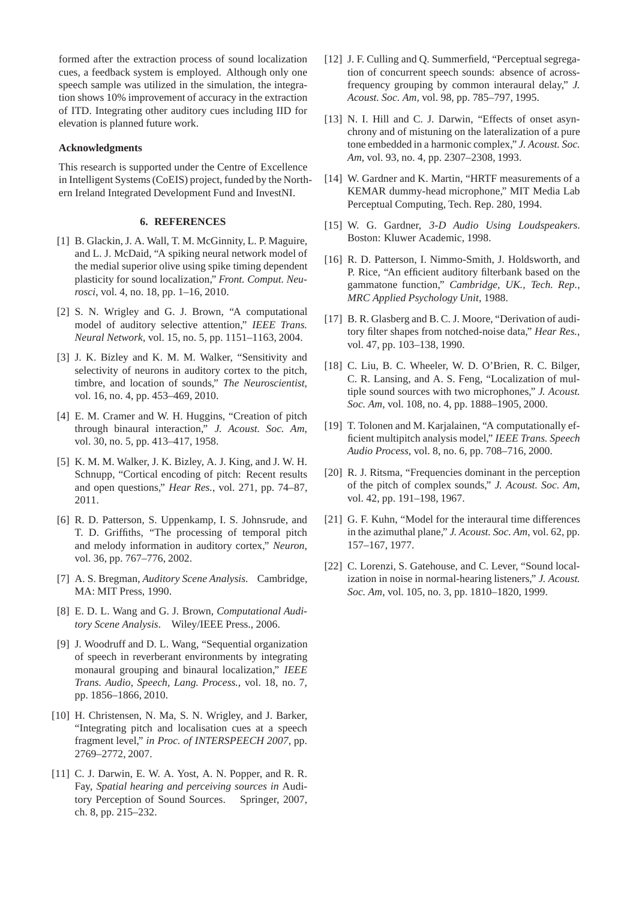formed after the extraction process of sound localization cues, a feedback system is employed. Although only one speech sample was utilized in the simulation, the integration shows 10% improvement of accuracy in the extraction of ITD. Integrating other auditory cues including IID for elevation is planned future work.

### Acknowledgments

This research is supported under the Centre of Excellence in Intelligent Systems (CoEIS) project, funded by the Northern Ireland Integrated Development Fund and InvestNI.

## 6. REFERENCES

[1] B. Glackin, J. A. Wall, T. M. McGinnity, L. P. Maguire, and L. J. McDaid, "A spiking neural network model of the medial superior olive using spike timing dependent plasticity for sound localization," *Front. Comput. Neurosci*, vol. 4, no. 18, pp. 1–16, 2010.

[2] S. N. Wrigley and G. J. Brown, "A computational model of auditory selective attention," *IEEE Trans. Neural Network*, vol. 15, no. 5, pp. 1151–1163, 2004.

[3] J. K. Bizley and K. M. M. Walker, "Sensitivity and selectivity of neurons in auditory cortex to the pitch, timbre, and location of sounds," *The Neuroscientist*, vol. 16, no. 4, pp. 453–469, 2010.

[4] E. M. Cramer and W. H. Huggins, "Creation of pitch through binaural interaction," *J. Acoust. Soc. Am*, vol. 30, no. 5, pp. 413–417, 1958.

[5] K. M. M. Walker, J. K. Bizley, A. J. King, and J. W. H. Schnupp, "Cortical encoding of pitch: Recent results and open questions," *Hear Res.*, vol. 271, pp. 74–87, 2011.

[6] R. D. Patterson, S. Uppenkamp, I. S. Johnsrude, and T. D. Griffiths, "The processing of temporal pitch and melody information in auditory cortex," *Neuron*, vol. 36, pp. 767–776, 2002.

[7] A. S. Bregman, *Auditory Scene Analysis*. Cambridge, MA: MIT Press, 1990.

[8] E. D. L. Wang and G. J. Brown, *Computational Auditory Scene Analysis*. Wiley/IEEE Press., 2006.

[9] J. Woodruff and D. L. Wang, "Sequential organization of speech in reverberant environments by integrating monaural grouping and binaural localization," *IEEE Trans. Audio, Speech, Lang. Process.*, vol. 18, no. 7, pp. 1856–1866, 2010.

[10] H. Christensen, N. Ma, S. N. Wrigley, and J. Barker, "Integrating pitch and localisation cues at a speech fragment level," *in Proc. of INTERSPEECH 2007*, pp. 2769–2772, 2007.

[11] C. J. Darwin, E. W. A. Yost, A. N. Popper, and R. R. Fay, *Spatial hearing and perceiving sources in* Auditory Perception of Sound Sources. Springer, 2007, ch. 8, pp. 215–232.

[12] J. F. Culling and Q. Summerfield, "Perceptual segregation of concurrent speech sounds: absence of across-frequency grouping by common interaural delay," *J. Acoust. Soc. Am*, vol. 98, pp. 785–797, 1995.

[13] N. I. Hill and C. J. Darwin, "Effects of onset asynchrony and of mistuning on the lateralization of a pure tone embedded in a harmonic complex," *J. Acoust. Soc. Am*, vol. 93, no. 4, pp. 2307–2308, 1993.

[14] W. Gardner and K. Martin, "HRTF measurements of a KEMAR dummy-head microphone," MIT Media Lab Perceptual Computing, Tech. Rep. 280, 1994.

[15] W. G. Gardner, *3-D Audio Using Loudspeakers*. Boston: Kluwer Academic, 1998.

[16] R. D. Patterson, I. Nimmo-Smith, J. Holdsworth, and P. Rice, "An efficient auditory filterbank based on the gammatone function," *Cambridge, UK., Tech. Rep., MRC Applied Psychology Unit*, 1988.

[17] B. R. Glasberg and B. C. J. Moore, "Derivation of auditory filter shapes from notched-noise data," *Hear Res.*, vol. 47, pp. 103–138, 1990.

[18] C. Liu, B. C. Wheeler, W. D. O'Brien, R. C. Bilger, C. R. Lansing, and A. S. Feng, "Localization of multiple sound sources with two microphones," *J. Acoust. Soc. Am*, vol. 108, no. 4, pp. 1888–1905, 2000.

[19] T. Tolonen and M. Karjalainen, "A computationally efficient multipitch analysis model," *IEEE Trans. Speech Audio Process*, vol. 8, no. 6, pp. 708–716, 2000.

[20] R. J. Ritsma, "Frequencies dominant in the perception of the pitch of complex sounds," *J. Acoust. Soc. Am*, vol. 42, pp. 191–198, 1967.

[21] G. F. Kuhn, "Model for the interaural time differences in the azimuthal plane," *J. Acoust. Soc. Am*, vol. 62, pp. 157–167, 1977.

[22] C. Lorenzi, S. Gatehouse, and C. Lever, "Sound localization in noise in normal-hearing listeners," *J. Acoust. Soc. Am*, vol. 105, no. 3, pp. 1810–1820, 1999.